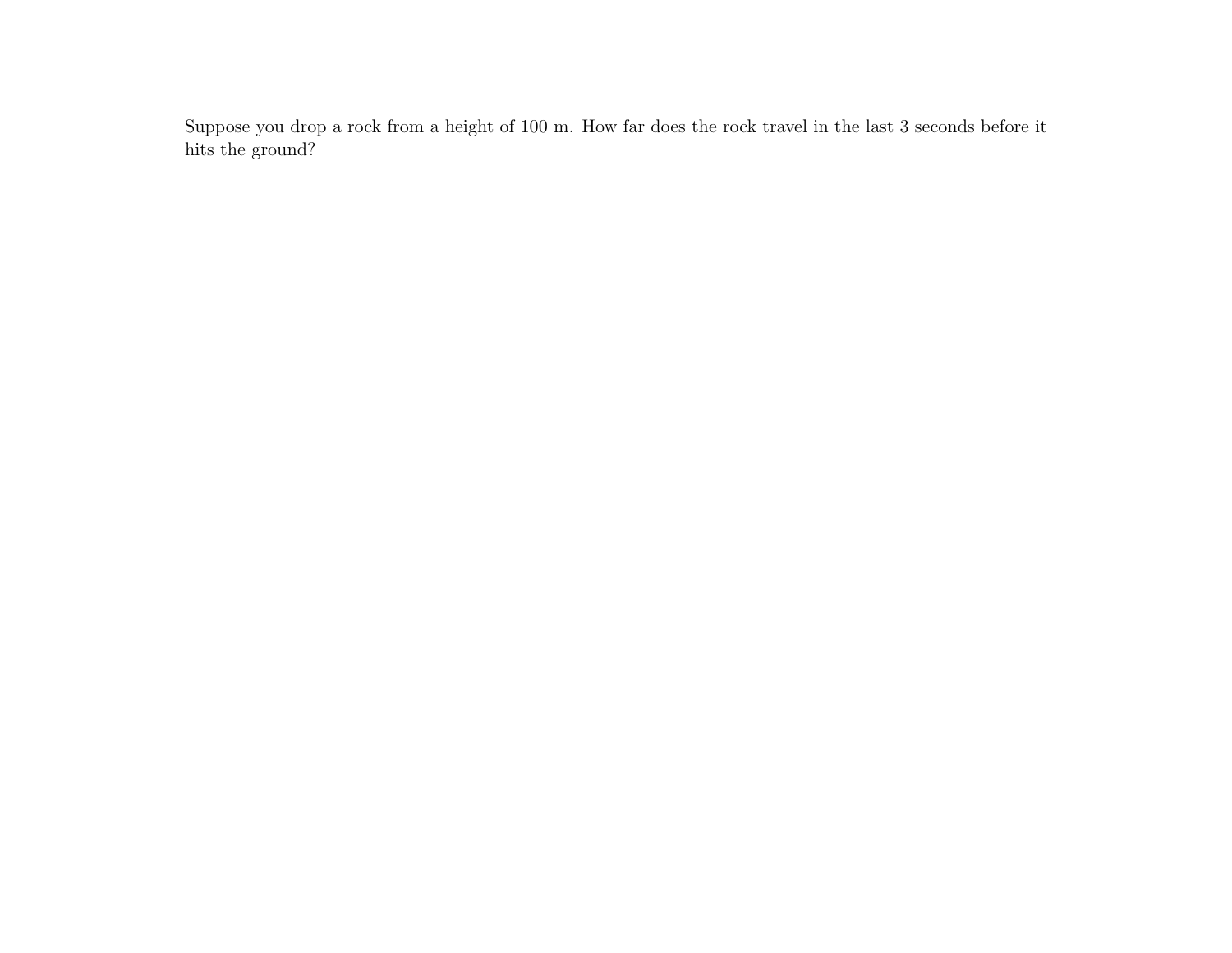Suppose you drop a rock from a height of 100 m. How far does the rock travel in the last 3 seconds before it hits the ground?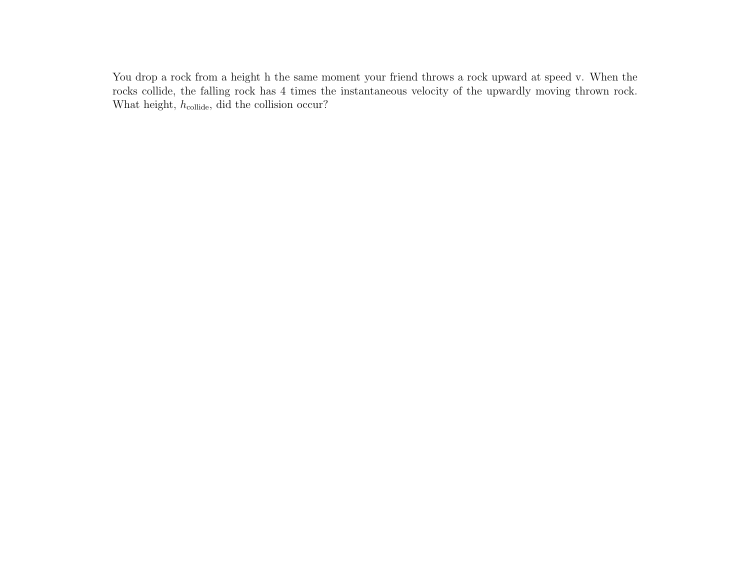You drop a rock from a height h the same moment your friend throws a rock upward at speed v. When the rocks collide, the falling rock has 4 times the instantaneous velocity of the upwardly moving thrown rock. What height, $h_{\text{collide}}$, did the collision occur?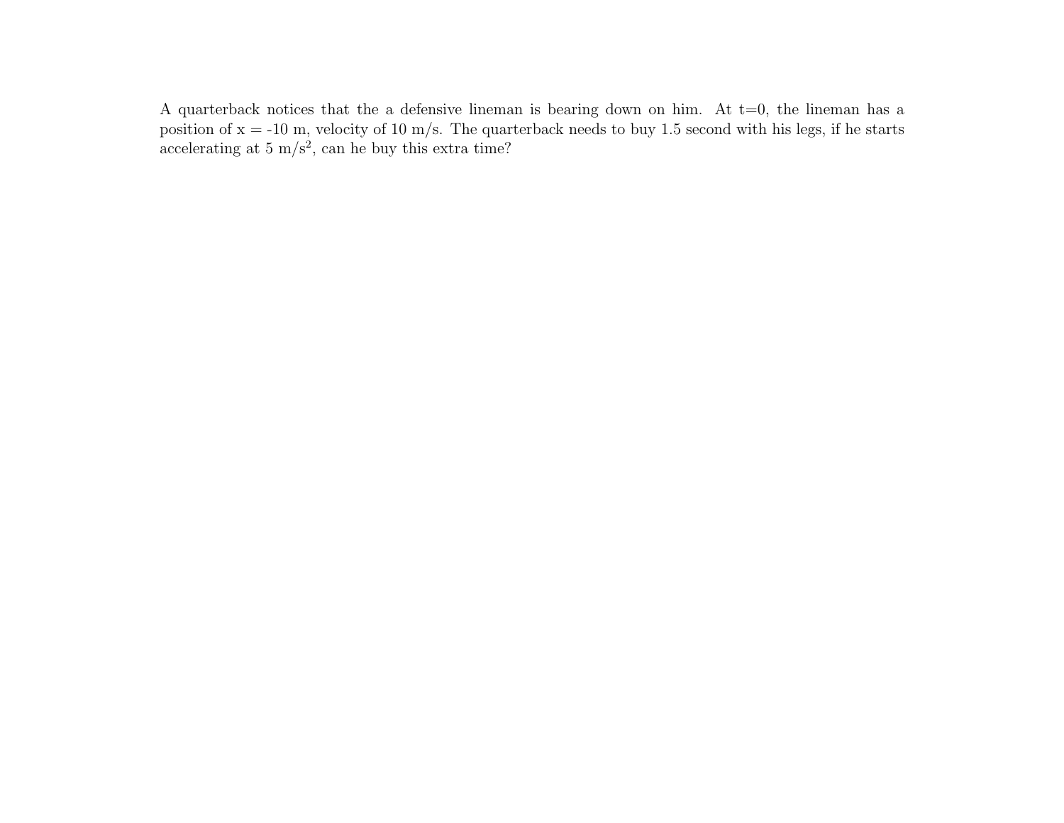A quarterback notices that the a defensive lineman is bearing down on him. At t=0, the lineman has a position of x = -10 m, velocity of 10 m/s. The quarterback needs to buy 1.5 second with his legs, if he starts accelerating at 5 m/s$^2$, can he buy this extra time?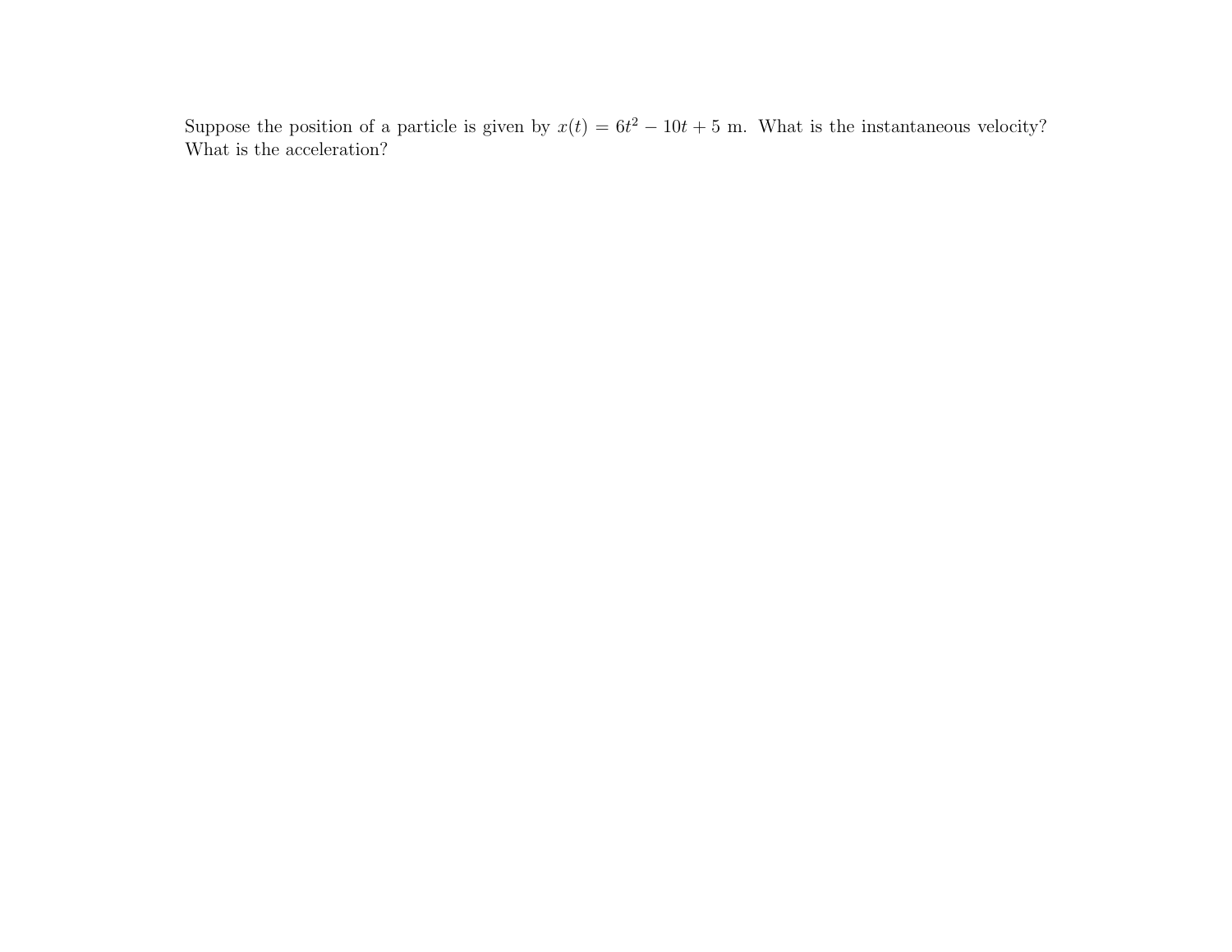Suppose the position of a particle is given by $x(t) = 6t^2 - 10t + 5$ m. What is the instantaneous velocity? What is the acceleration?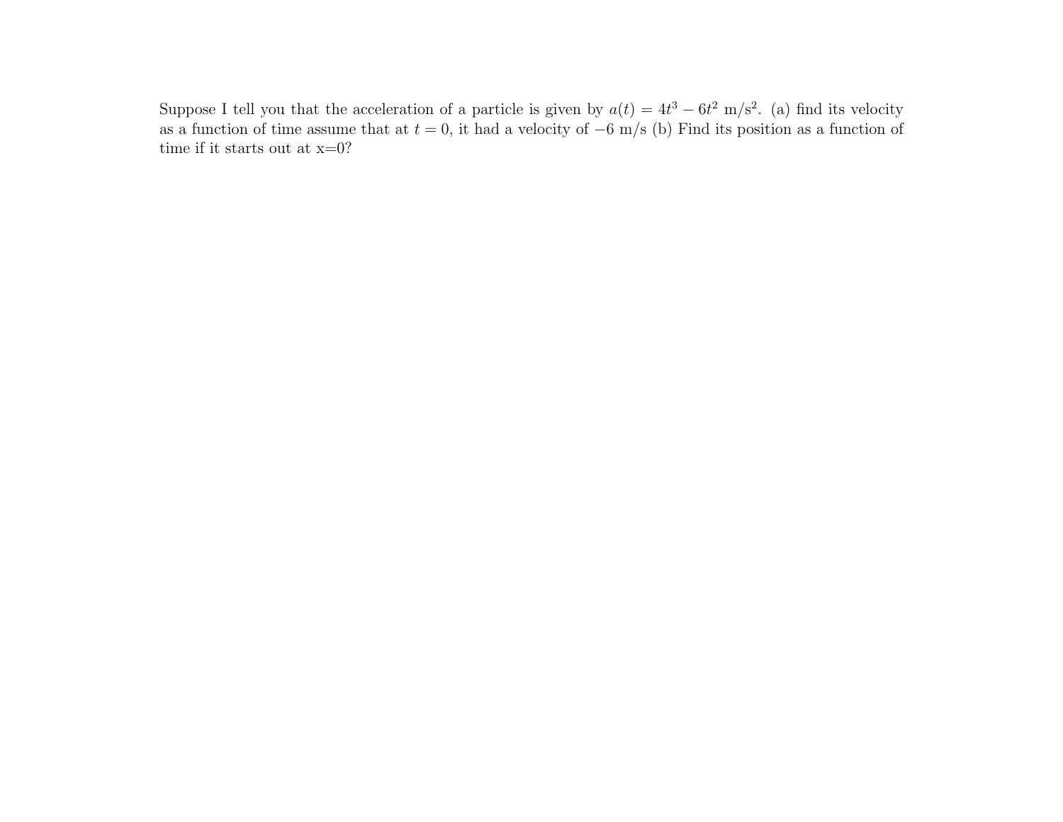Suppose I tell you that the acceleration of a particle is given by $a(t) = 4t^3 - 6t^2$ m/s$^2$. (a) find its velocity as a function of time assume that at $t = 0$, it had a velocity of $-6$ m/s (b) Find its position as a function of time if it starts out at x=0?